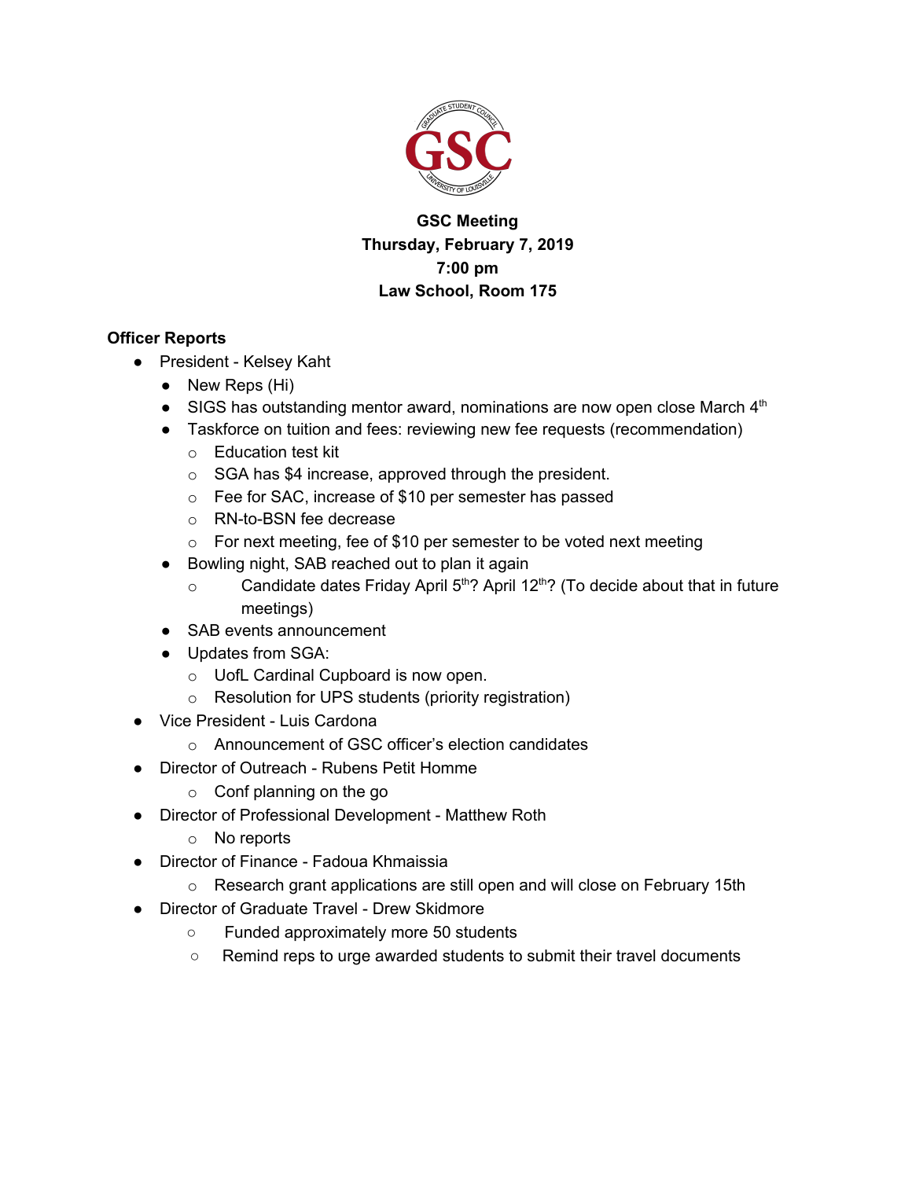**GSC Meeting**
**Thursday, February 7, 2019**
**7:00 pm**
**Law School, Room 175**

**Officer Reports**

- President - Kelsey Kaht
  - New Reps (Hi)
  - SIGS has outstanding mentor award, nominations are now open close March 4th
  - Taskforce on tuition and fees: reviewing new fee requests (recommendation)
    - Education test kit
    - SGA has $4 increase, approved through the president.
    - Fee for SAC, increase of $10 per semester has passed
    - RN-to-BSN fee decrease
    - For next meeting, fee of $10 per semester to be voted next meeting
  - Bowling night, SAB reached out to plan it again
    - Candidate dates Friday April 5th? April 12th? (To decide about that in future meetings)
  - SAB events announcement
  - Updates from SGA:
    - UofL Cardinal Cupboard is now open.
    - Resolution for UPS students (priority registration)
- Vice President - Luis Cardona
  - Announcement of GSC officer's election candidates
- Director of Outreach - Rubens Petit Homme
  - Conf planning on the go
- Director of Professional Development - Matthew Roth
  - No reports
- Director of Finance - Fadoua Khmaissia
  - Research grant applications are still open and will close on February 15th
- Director of Graduate Travel - Drew Skidmore
  - Funded approximately more 50 students
  - Remind reps to urge awarded students to submit their travel documents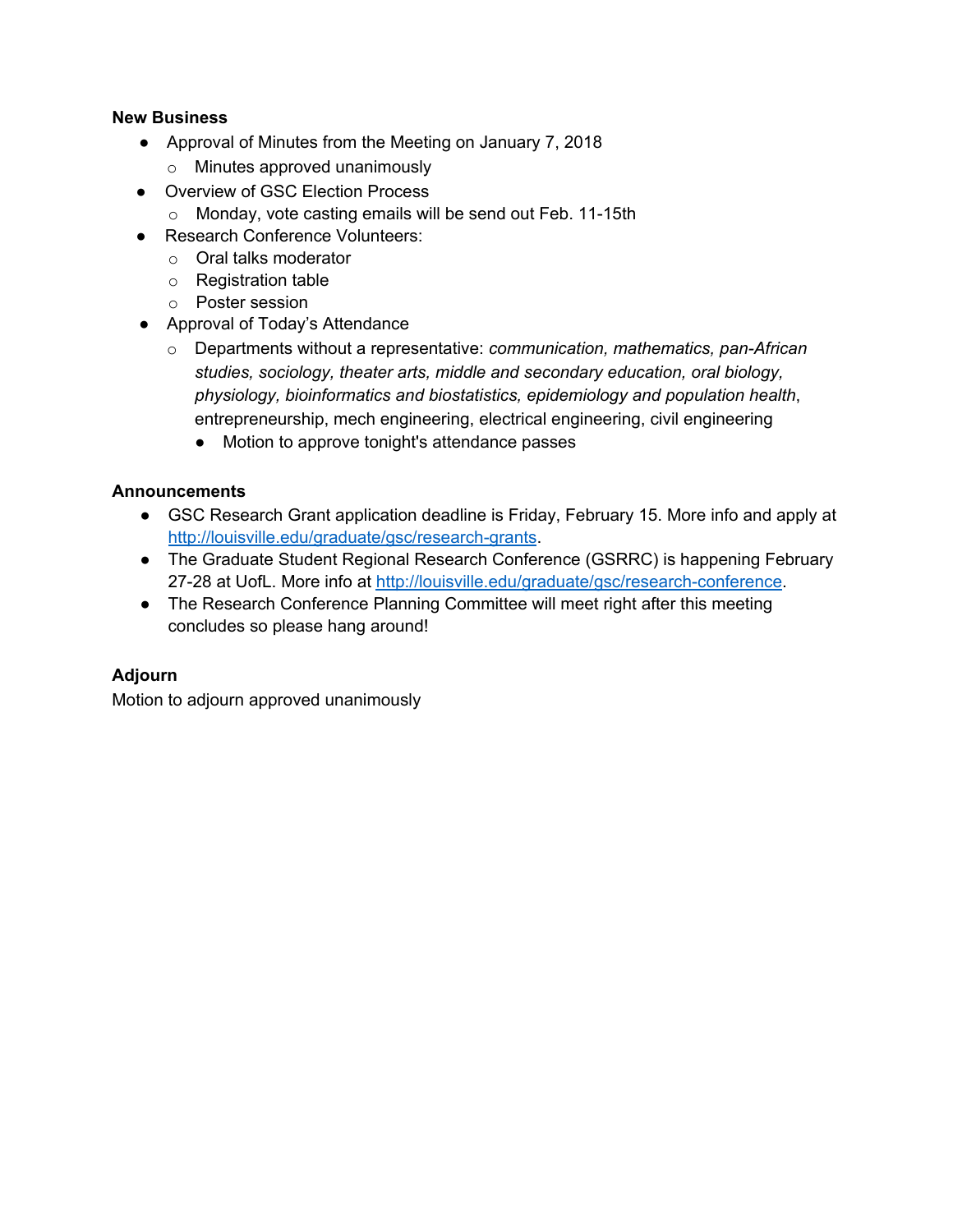**New Business**

- Approval of Minutes from the Meeting on January 7, 2018
  - Minutes approved unanimously
- Overview of GSC Election Process
  - Monday, vote casting emails will be send out Feb. 11-15th
- Research Conference Volunteers:
  - Oral talks moderator
  - Registration table
  - Poster session
- Approval of Today's Attendance
  - Departments without a representative: *communication, mathematics, pan-African studies, sociology, theater arts, middle and secondary education, oral biology, physiology, bioinformatics and biostatistics, epidemiology and population health*, entrepreneurship, mech engineering, electrical engineering, civil engineering
    - Motion to approve tonight's attendance passes

**Announcements**

- GSC Research Grant application deadline is Friday, February 15. More info and apply at http://louisville.edu/graduate/gsc/research-grants.
- The Graduate Student Regional Research Conference (GSRRC) is happening February 27-28 at UofL. More info at http://louisville.edu/graduate/gsc/research-conference.
- The Research Conference Planning Committee will meet right after this meeting concludes so please hang around!

**Adjourn**

Motion to adjourn approved unanimously